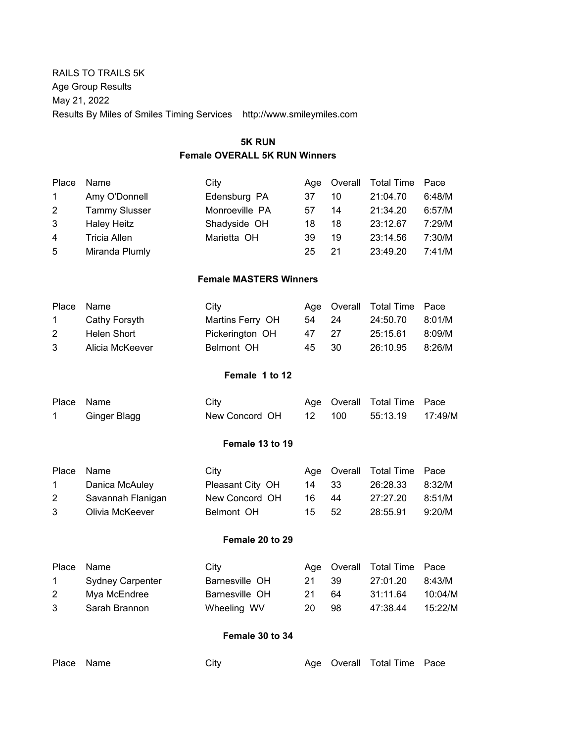RAILS TO TRAILS 5K
Age Group Results
May 21, 2022
Results By Miles of Smiles Timing Services http://www.smileymiles.com

## 5K RUN

### Female OVERALL 5K RUN Winners

| Place | Name | City | Age | Overall | Total Time | Pace |
|---|---|---|---|---|---|---|
| 1 | Amy O'Donnell | Edensburg PA | 37 | 10 | 21:04.70 | 6:48/M |
| 2 | Tammy Slusser | Monroeville PA | 57 | 14 | 21:34.20 | 6:57/M |
| 3 | Haley Heitz | Shadyside OH | 18 | 18 | 23:12.67 | 7:29/M |
| 4 | Tricia Allen | Marietta OH | 39 | 19 | 23:14.56 | 7:30/M |
| 5 | Miranda Plumly | | 25 | 21 | 23:49.20 | 7:41/M |

### Female MASTERS Winners

| Place | Name | City | Age | Overall | Total Time | Pace |
|---|---|---|---|---|---|---|
| 1 | Cathy Forsyth | Martins Ferry OH | 54 | 24 | 24:50.70 | 8:01/M |
| 2 | Helen Short | Pickerington OH | 47 | 27 | 25:15.61 | 8:09/M |
| 3 | Alicia McKeever | Belmont OH | 45 | 30 | 26:10.95 | 8:26/M |

### Female 1 to 12

| Place | Name | City | Age | Overall | Total Time | Pace |
|---|---|---|---|---|---|---|
| 1 | Ginger Blagg | New Concord OH | 12 | 100 | 55:13.19 | 17:49/M |

### Female 13 to 19

| Place | Name | City | Age | Overall | Total Time | Pace |
|---|---|---|---|---|---|---|
| 1 | Danica McAuley | Pleasant City OH | 14 | 33 | 26:28.33 | 8:32/M |
| 2 | Savannah Flanigan | New Concord OH | 16 | 44 | 27:27.20 | 8:51/M |
| 3 | Olivia McKeever | Belmont OH | 15 | 52 | 28:55.91 | 9:20/M |

### Female 20 to 29

| Place | Name | City | Age | Overall | Total Time | Pace |
|---|---|---|---|---|---|---|
| 1 | Sydney Carpenter | Barnesville OH | 21 | 39 | 27:01.20 | 8:43/M |
| 2 | Mya McEndree | Barnesville OH | 21 | 64 | 31:11.64 | 10:04/M |
| 3 | Sarah Brannon | Wheeling WV | 20 | 98 | 47:38.44 | 15:22/M |

### Female 30 to 34

| Place | Name | City | Age | Overall | Total Time | Pace |
|---|---|---|---|---|---|---|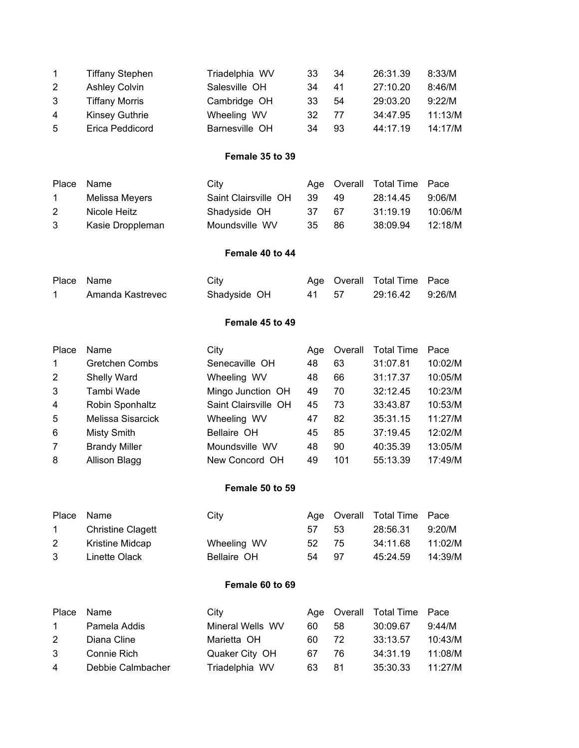| Place | Name | City | Age | Overall | Total Time | Pace |
|---|---|---|---|---|---|---|
| 1 | Tiffany Stephen | Triadelphia WV | 33 | 34 | 26:31.39 | 8:33/M |
| 2 | Ashley Colvin | Salesville OH | 34 | 41 | 27:10.20 | 8:46/M |
| 3 | Tiffany Morris | Cambridge OH | 33 | 54 | 29:03.20 | 9:22/M |
| 4 | Kinsey Guthrie | Wheeling WV | 32 | 77 | 34:47.95 | 11:13/M |
| 5 | Erica Peddicord | Barnesville OH | 34 | 93 | 44:17.19 | 14:17/M |

### Female 35 to 39

| Place | Name | City | Age | Overall | Total Time | Pace |
|---|---|---|---|---|---|---|
| 1 | Melissa Meyers | Saint Clairsville OH | 39 | 49 | 28:14.45 | 9:06/M |
| 2 | Nicole Heitz | Shadyside OH | 37 | 67 | 31:19.19 | 10:06/M |
| 3 | Kasie Droppleman | Moundsville WV | 35 | 86 | 38:09.94 | 12:18/M |

### Female 40 to 44

| Place | Name | City | Age | Overall | Total Time | Pace |
|---|---|---|---|---|---|---|
| 1 | Amanda Kastrevec | Shadyside OH | 41 | 57 | 29:16.42 | 9:26/M |

### Female 45 to 49

| Place | Name | City | Age | Overall | Total Time | Pace |
|---|---|---|---|---|---|---|
| 1 | Gretchen Combs | Senecaville OH | 48 | 63 | 31:07.81 | 10:02/M |
| 2 | Shelly Ward | Wheeling WV | 48 | 66 | 31:17.37 | 10:05/M |
| 3 | Tambi Wade | Mingo Junction OH | 49 | 70 | 32:12.45 | 10:23/M |
| 4 | Robin Sponhaltz | Saint Clairsville OH | 45 | 73 | 33:43.87 | 10:53/M |
| 5 | Melissa Sisarcick | Wheeling WV | 47 | 82 | 35:31.15 | 11:27/M |
| 6 | Misty Smith | Bellaire OH | 45 | 85 | 37:19.45 | 12:02/M |
| 7 | Brandy Miller | Moundsville WV | 48 | 90 | 40:35.39 | 13:05/M |
| 8 | Allison Blagg | New Concord OH | 49 | 101 | 55:13.39 | 17:49/M |

### Female 50 to 59

| Place | Name | City | Age | Overall | Total Time | Pace |
|---|---|---|---|---|---|---|
| 1 | Christine Clagett | | 57 | 53 | 28:56.31 | 9:20/M |
| 2 | Kristine Midcap | Wheeling WV | 52 | 75 | 34:11.68 | 11:02/M |
| 3 | Linette Olack | Bellaire OH | 54 | 97 | 45:24.59 | 14:39/M |

### Female 60 to 69

| Place | Name | City | Age | Overall | Total Time | Pace |
|---|---|---|---|---|---|---|
| 1 | Pamela Addis | Mineral Wells WV | 60 | 58 | 30:09.67 | 9:44/M |
| 2 | Diana Cline | Marietta OH | 60 | 72 | 33:13.57 | 10:43/M |
| 3 | Connie Rich | Quaker City OH | 67 | 76 | 34:31.19 | 11:08/M |
| 4 | Debbie Calmbacher | Triadelphia WV | 63 | 81 | 35:30.33 | 11:27/M |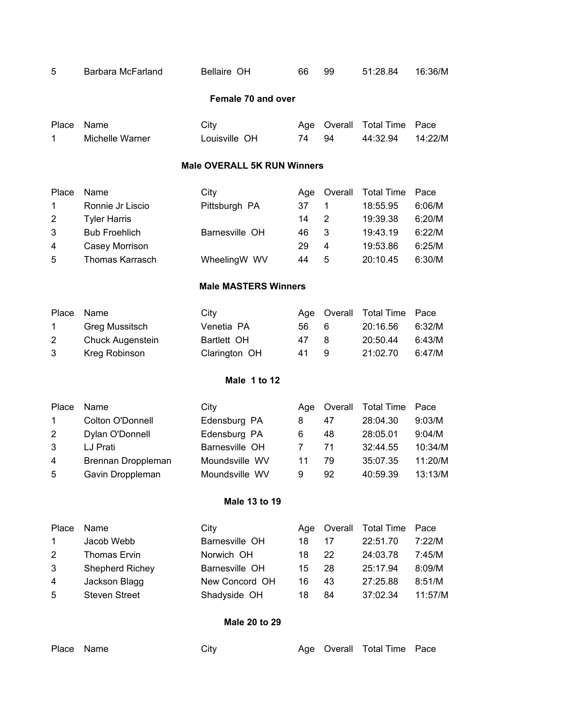| Place | Name | City | Age | Overall | Total Time | Pace |
|---|---|---|---|---|---|---|
| 5 | Barbara McFarland | Bellaire OH | 66 | 99 | 51:28.84 | 16:36/M |

**Female 70 and over**

| Place | Name | City | Age | Overall | Total Time | Pace |
|---|---|---|---|---|---|---|
| 1 | Michelle Warner | Louisville OH | 74 | 94 | 44:32.94 | 14:22/M |

**Male OVERALL 5K RUN Winners**

| Place | Name | City | Age | Overall | Total Time | Pace |
|---|---|---|---|---|---|---|
| 1 | Ronnie Jr Liscio | Pittsburgh PA | 37 | 1 | 18:55.95 | 6:06/M |
| 2 | Tyler Harris | | 14 | 2 | 19:39.38 | 6:20/M |
| 3 | Bub Froehlich | Barnesville OH | 46 | 3 | 19:43.19 | 6:22/M |
| 4 | Casey Morrison | | 29 | 4 | 19:53.86 | 6:25/M |
| 5 | Thomas Karrasch | WheelingW WV | 44 | 5 | 20:10.45 | 6:30/M |

**Male MASTERS Winners**

| Place | Name | City | Age | Overall | Total Time | Pace |
|---|---|---|---|---|---|---|
| 1 | Greg Mussitsch | Venetia PA | 56 | 6 | 20:16.56 | 6:32/M |
| 2 | Chuck Augenstein | Bartlett OH | 47 | 8 | 20:50.44 | 6:43/M |
| 3 | Kreg Robinson | Clarington OH | 41 | 9 | 21:02.70 | 6:47/M |

**Male 1 to 12**

| Place | Name | City | Age | Overall | Total Time | Pace |
|---|---|---|---|---|---|---|
| 1 | Colton O'Donnell | Edensburg PA | 8 | 47 | 28:04.30 | 9:03/M |
| 2 | Dylan O'Donnell | Edensburg PA | 6 | 48 | 28:05.01 | 9:04/M |
| 3 | LJ Prati | Barnesville OH | 7 | 71 | 32:44.55 | 10:34/M |
| 4 | Brennan Droppleman | Moundsville WV | 11 | 79 | 35:07.35 | 11:20/M |
| 5 | Gavin Droppleman | Moundsville WV | 9 | 92 | 40:59.39 | 13:13/M |

**Male 13 to 19**

| Place | Name | City | Age | Overall | Total Time | Pace |
|---|---|---|---|---|---|---|
| 1 | Jacob Webb | Barnesville OH | 18 | 17 | 22:51.70 | 7:22/M |
| 2 | Thomas Ervin | Norwich OH | 18 | 22 | 24:03.78 | 7:45/M |
| 3 | Shepherd Richey | Barnesville OH | 15 | 28 | 25:17.94 | 8:09/M |
| 4 | Jackson Blagg | New Concord OH | 16 | 43 | 27:25.88 | 8:51/M |
| 5 | Steven Street | Shadyside OH | 18 | 84 | 37:02.34 | 11:57/M |

**Male 20 to 29**

| Place | Name | City | Age | Overall | Total Time | Pace |
|---|---|---|---|---|---|---|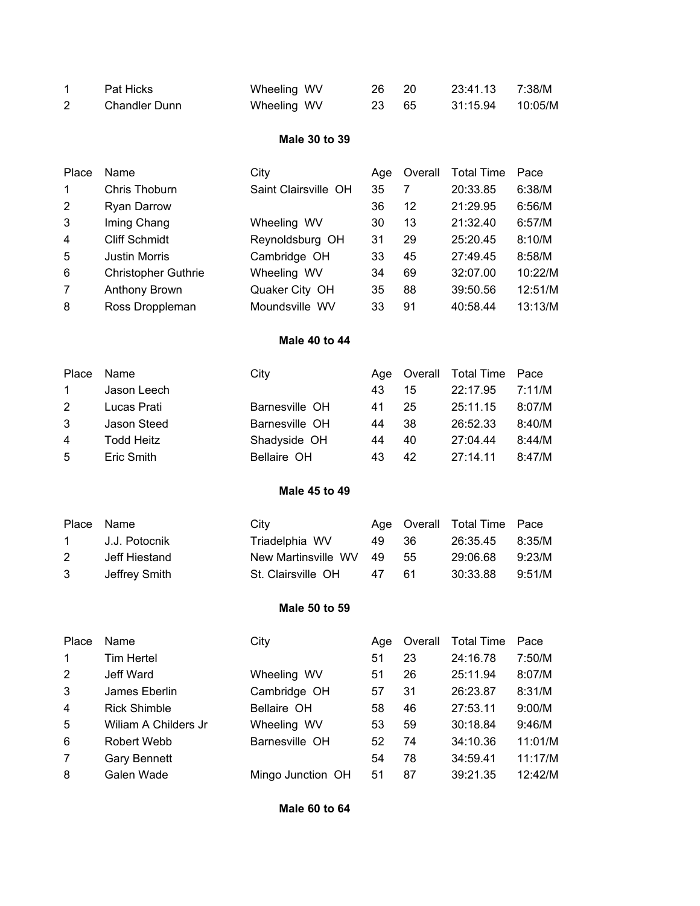| | | | | | | |
|---|---|---|---|---|---|---|
| 1 | Pat Hicks | Wheeling WV | 26 | 20 | 23:41.13 | 7:38/M |
| 2 | Chandler Dunn | Wheeling WV | 23 | 65 | 31:15.94 | 10:05/M |

**Male 30 to 39**

| Place | Name | City | Age | Overall | Total Time | Pace |
|---|---|---|---|---|---|---|
| 1 | Chris Thoburn | Saint Clairsville OH | 35 | 7 | 20:33.85 | 6:38/M |
| 2 | Ryan Darrow | | 36 | 12 | 21:29.95 | 6:56/M |
| 3 | Iming Chang | Wheeling WV | 30 | 13 | 21:32.40 | 6:57/M |
| 4 | Cliff Schmidt | Reynoldsburg OH | 31 | 29 | 25:20.45 | 8:10/M |
| 5 | Justin Morris | Cambridge OH | 33 | 45 | 27:49.45 | 8:58/M |
| 6 | Christopher Guthrie | Wheeling WV | 34 | 69 | 32:07.00 | 10:22/M |
| 7 | Anthony Brown | Quaker City OH | 35 | 88 | 39:50.56 | 12:51/M |
| 8 | Ross Droppleman | Moundsville WV | 33 | 91 | 40:58.44 | 13:13/M |

**Male 40 to 44**

| Place | Name | City | Age | Overall | Total Time | Pace |
|---|---|---|---|---|---|---|
| 1 | Jason Leech | | 43 | 15 | 22:17.95 | 7:11/M |
| 2 | Lucas Prati | Barnesville OH | 41 | 25 | 25:11.15 | 8:07/M |
| 3 | Jason Steed | Barnesville OH | 44 | 38 | 26:52.33 | 8:40/M |
| 4 | Todd Heitz | Shadyside OH | 44 | 40 | 27:04.44 | 8:44/M |
| 5 | Eric Smith | Bellaire OH | 43 | 42 | 27:14.11 | 8:47/M |

**Male 45 to 49**

| Place | Name | City | Age | Overall | Total Time | Pace |
|---|---|---|---|---|---|---|
| 1 | J.J. Potocnik | Triadelphia WV | 49 | 36 | 26:35.45 | 8:35/M |
| 2 | Jeff Hiestand | New Martinsville WV | 49 | 55 | 29:06.68 | 9:23/M |
| 3 | Jeffrey Smith | St. Clairsville OH | 47 | 61 | 30:33.88 | 9:51/M |

**Male 50 to 59**

| Place | Name | City | Age | Overall | Total Time | Pace |
|---|---|---|---|---|---|---|
| 1 | Tim Hertel | | 51 | 23 | 24:16.78 | 7:50/M |
| 2 | Jeff Ward | Wheeling WV | 51 | 26 | 25:11.94 | 8:07/M |
| 3 | James Eberlin | Cambridge OH | 57 | 31 | 26:23.87 | 8:31/M |
| 4 | Rick Shimble | Bellaire OH | 58 | 46 | 27:53.11 | 9:00/M |
| 5 | Wiliam A Childers Jr | Wheeling WV | 53 | 59 | 30:18.84 | 9:46/M |
| 6 | Robert Webb | Barnesville OH | 52 | 74 | 34:10.36 | 11:01/M |
| 7 | Gary Bennett | | 54 | 78 | 34:59.41 | 11:17/M |
| 8 | Galen Wade | Mingo Junction OH | 51 | 87 | 39:21.35 | 12:42/M |

**Male 60 to 64**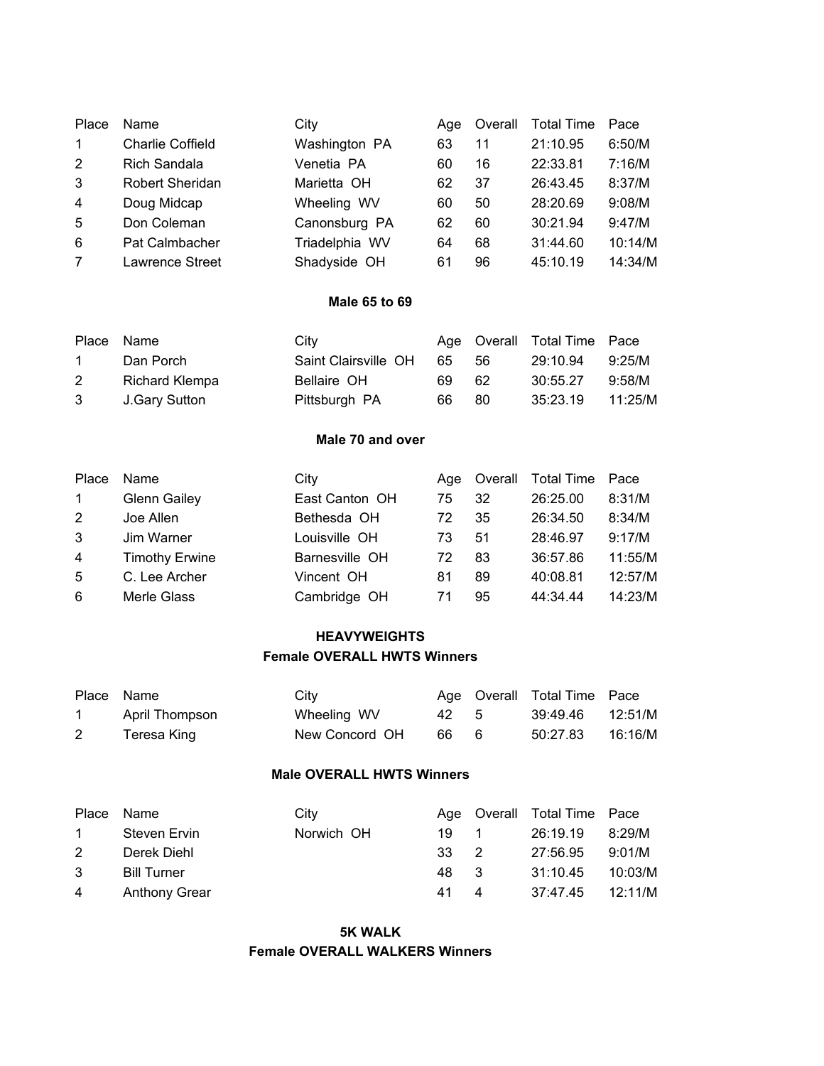| Place | Name | City | Age | Overall | Total Time | Pace |
|---|---|---|---|---|---|---|
| 1 | Charlie Coffield | Washington PA | 63 | 11 | 21:10.95 | 6:50/M |
| 2 | Rich Sandala | Venetia PA | 60 | 16 | 22:33.81 | 7:16/M |
| 3 | Robert Sheridan | Marietta OH | 62 | 37 | 26:43.45 | 8:37/M |
| 4 | Doug Midcap | Wheeling WV | 60 | 50 | 28:20.69 | 9:08/M |
| 5 | Don Coleman | Canonsburg PA | 62 | 60 | 30:21.94 | 9:47/M |
| 6 | Pat Calmbacher | Triadelphia WV | 64 | 68 | 31:44.60 | 10:14/M |
| 7 | Lawrence Street | Shadyside OH | 61 | 96 | 45:10.19 | 14:34/M |

**Male 65 to 69**

| Place | Name | City | Age | Overall | Total Time | Pace |
|---|---|---|---|---|---|---|
| 1 | Dan Porch | Saint Clairsville OH | 65 | 56 | 29:10.94 | 9:25/M |
| 2 | Richard Klempa | Bellaire OH | 69 | 62 | 30:55.27 | 9:58/M |
| 3 | J.Gary Sutton | Pittsburgh PA | 66 | 80 | 35:23.19 | 11:25/M |

**Male 70 and over**

| Place | Name | City | Age | Overall | Total Time | Pace |
|---|---|---|---|---|---|---|
| 1 | Glenn Gailey | East Canton OH | 75 | 32 | 26:25.00 | 8:31/M |
| 2 | Joe Allen | Bethesda OH | 72 | 35 | 26:34.50 | 8:34/M |
| 3 | Jim Warner | Louisville OH | 73 | 51 | 28:46.97 | 9:17/M |
| 4 | Timothy Erwine | Barnesville OH | 72 | 83 | 36:57.86 | 11:55/M |
| 5 | C. Lee Archer | Vincent OH | 81 | 89 | 40:08.81 | 12:57/M |
| 6 | Merle Glass | Cambridge OH | 71 | 95 | 44:34.44 | 14:23/M |

**HEAVYWEIGHTS**

**Female OVERALL HWTS Winners**

| Place | Name | City | Age | Overall | Total Time | Pace |
|---|---|---|---|---|---|---|
| 1 | April Thompson | Wheeling WV | 42 | 5 | 39:49.46 | 12:51/M |
| 2 | Teresa King | New Concord OH | 66 | 6 | 50:27.83 | 16:16/M |

**Male OVERALL HWTS Winners**

| Place | Name | City | Age | Overall | Total Time | Pace |
|---|---|---|---|---|---|---|
| 1 | Steven Ervin | Norwich OH | 19 | 1 | 26:19.19 | 8:29/M |
| 2 | Derek Diehl | | 33 | 2 | 27:56.95 | 9:01/M |
| 3 | Bill Turner | | 48 | 3 | 31:10.45 | 10:03/M |
| 4 | Anthony Grear | | 41 | 4 | 37:47.45 | 12:11/M |

**5K WALK**

**Female OVERALL WALKERS Winners**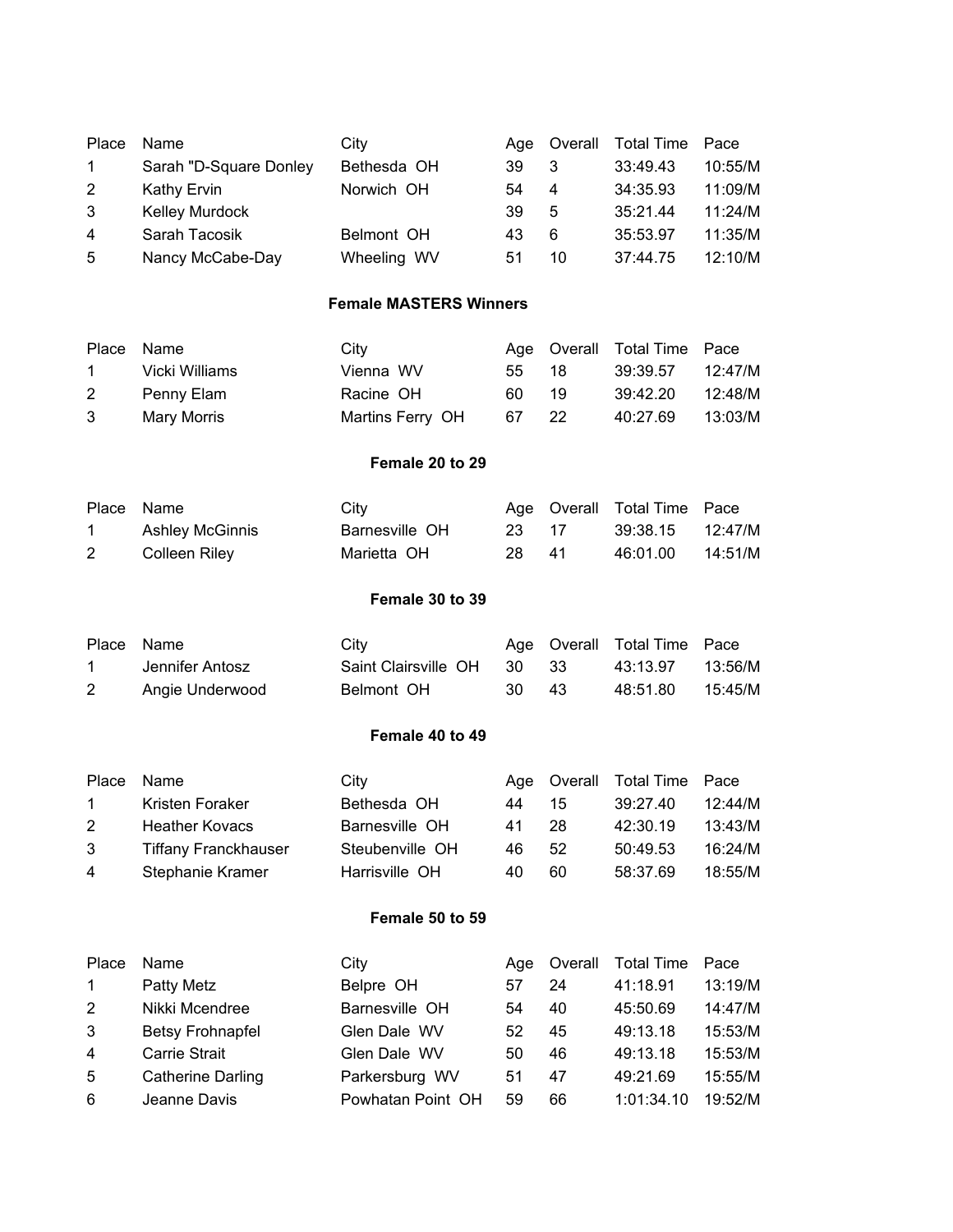| Place | Name | City | Age | Overall | Total Time | Pace |
|---|---|---|---|---|---|---|
| 1 | Sarah "D-Square Donley | Bethesda OH | 39 | 3 | 33:49.43 | 10:55/M |
| 2 | Kathy Ervin | Norwich OH | 54 | 4 | 34:35.93 | 11:09/M |
| 3 | Kelley Murdock | | 39 | 5 | 35:21.44 | 11:24/M |
| 4 | Sarah Tacosik | Belmont OH | 43 | 6 | 35:53.97 | 11:35/M |
| 5 | Nancy McCabe-Day | Wheeling WV | 51 | 10 | 37:44.75 | 12:10/M |

**Female MASTERS Winners**

| Place | Name | City | Age | Overall | Total Time | Pace |
|---|---|---|---|---|---|---|
| 1 | Vicki Williams | Vienna WV | 55 | 18 | 39:39.57 | 12:47/M |
| 2 | Penny Elam | Racine OH | 60 | 19 | 39:42.20 | 12:48/M |
| 3 | Mary Morris | Martins Ferry OH | 67 | 22 | 40:27.69 | 13:03/M |

**Female 20 to 29**

| Place | Name | City | Age | Overall | Total Time | Pace |
|---|---|---|---|---|---|---|
| 1 | Ashley McGinnis | Barnesville OH | 23 | 17 | 39:38.15 | 12:47/M |
| 2 | Colleen Riley | Marietta OH | 28 | 41 | 46:01.00 | 14:51/M |

**Female 30 to 39**

| Place | Name | City | Age | Overall | Total Time | Pace |
|---|---|---|---|---|---|---|
| 1 | Jennifer Antosz | Saint Clairsville OH | 30 | 33 | 43:13.97 | 13:56/M |
| 2 | Angie Underwood | Belmont OH | 30 | 43 | 48:51.80 | 15:45/M |

**Female 40 to 49**

| Place | Name | City | Age | Overall | Total Time | Pace |
|---|---|---|---|---|---|---|
| 1 | Kristen Foraker | Bethesda OH | 44 | 15 | 39:27.40 | 12:44/M |
| 2 | Heather Kovacs | Barnesville OH | 41 | 28 | 42:30.19 | 13:43/M |
| 3 | Tiffany Franckhauser | Steubenville OH | 46 | 52 | 50:49.53 | 16:24/M |
| 4 | Stephanie Kramer | Harrisville OH | 40 | 60 | 58:37.69 | 18:55/M |

**Female 50 to 59**

| Place | Name | City | Age | Overall | Total Time | Pace |
|---|---|---|---|---|---|---|
| 1 | Patty Metz | Belpre OH | 57 | 24 | 41:18.91 | 13:19/M |
| 2 | Nikki Mcendree | Barnesville OH | 54 | 40 | 45:50.69 | 14:47/M |
| 3 | Betsy Frohnapfel | Glen Dale WV | 52 | 45 | 49:13.18 | 15:53/M |
| 4 | Carrie Strait | Glen Dale WV | 50 | 46 | 49:13.18 | 15:53/M |
| 5 | Catherine Darling | Parkersburg WV | 51 | 47 | 49:21.69 | 15:55/M |
| 6 | Jeanne Davis | Powhatan Point OH | 59 | 66 | 1:01:34.10 | 19:52/M |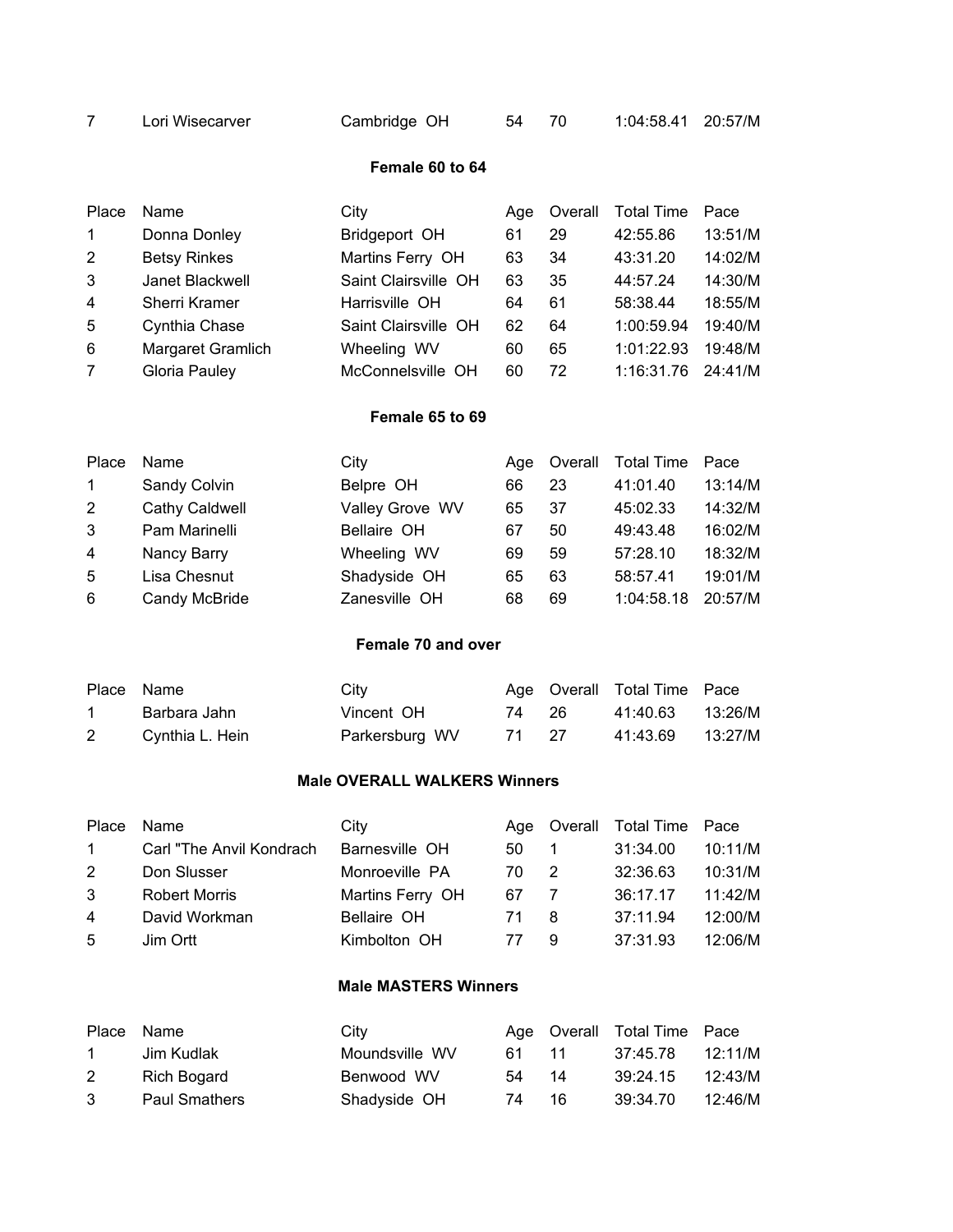| 7 | Lori Wisecarver | Cambridge OH | 54 | 70 | 1:04:58.41 | 20:57/M |
|---|---|---|---|---|---|---|

### Female 60 to 64

| Place | Name | City | Age | Overall | Total Time | Pace |
|---|---|---|---|---|---|---|
| 1 | Donna Donley | Bridgeport OH | 61 | 29 | 42:55.86 | 13:51/M |
| 2 | Betsy Rinkes | Martins Ferry OH | 63 | 34 | 43:31.20 | 14:02/M |
| 3 | Janet Blackwell | Saint Clairsville OH | 63 | 35 | 44:57.24 | 14:30/M |
| 4 | Sherri Kramer | Harrisville OH | 64 | 61 | 58:38.44 | 18:55/M |
| 5 | Cynthia Chase | Saint Clairsville OH | 62 | 64 | 1:00:59.94 | 19:40/M |
| 6 | Margaret Gramlich | Wheeling WV | 60 | 65 | 1:01:22.93 | 19:48/M |
| 7 | Gloria Pauley | McConnelsville OH | 60 | 72 | 1:16:31.76 | 24:41/M |

### Female 65 to 69

| Place | Name | City | Age | Overall | Total Time | Pace |
|---|---|---|---|---|---|---|
| 1 | Sandy Colvin | Belpre OH | 66 | 23 | 41:01.40 | 13:14/M |
| 2 | Cathy Caldwell | Valley Grove WV | 65 | 37 | 45:02.33 | 14:32/M |
| 3 | Pam Marinelli | Bellaire OH | 67 | 50 | 49:43.48 | 16:02/M |
| 4 | Nancy Barry | Wheeling WV | 69 | 59 | 57:28.10 | 18:32/M |
| 5 | Lisa Chesnut | Shadyside OH | 65 | 63 | 58:57.41 | 19:01/M |
| 6 | Candy McBride | Zanesville OH | 68 | 69 | 1:04:58.18 | 20:57/M |

### Female 70 and over

| Place | Name | City | Age | Overall | Total Time | Pace |
|---|---|---|---|---|---|---|
| 1 | Barbara Jahn | Vincent OH | 74 | 26 | 41:40.63 | 13:26/M |
| 2 | Cynthia L. Hein | Parkersburg WV | 71 | 27 | 41:43.69 | 13:27/M |

### Male OVERALL WALKERS Winners

| Place | Name | City | Age | Overall | Total Time | Pace |
|---|---|---|---|---|---|---|
| 1 | Carl "The Anvil Kondrach | Barnesville OH | 50 | 1 | 31:34.00 | 10:11/M |
| 2 | Don Slusser | Monroeville PA | 70 | 2 | 32:36.63 | 10:31/M |
| 3 | Robert Morris | Martins Ferry OH | 67 | 7 | 36:17.17 | 11:42/M |
| 4 | David Workman | Bellaire OH | 71 | 8 | 37:11.94 | 12:00/M |
| 5 | Jim Ortt | Kimbolton OH | 77 | 9 | 37:31.93 | 12:06/M |

### Male MASTERS Winners

| Place | Name | City | Age | Overall | Total Time | Pace |
|---|---|---|---|---|---|---|
| 1 | Jim Kudlak | Moundsville WV | 61 | 11 | 37:45.78 | 12:11/M |
| 2 | Rich Bogard | Benwood WV | 54 | 14 | 39:24.15 | 12:43/M |
| 3 | Paul Smathers | Shadyside OH | 74 | 16 | 39:34.70 | 12:46/M |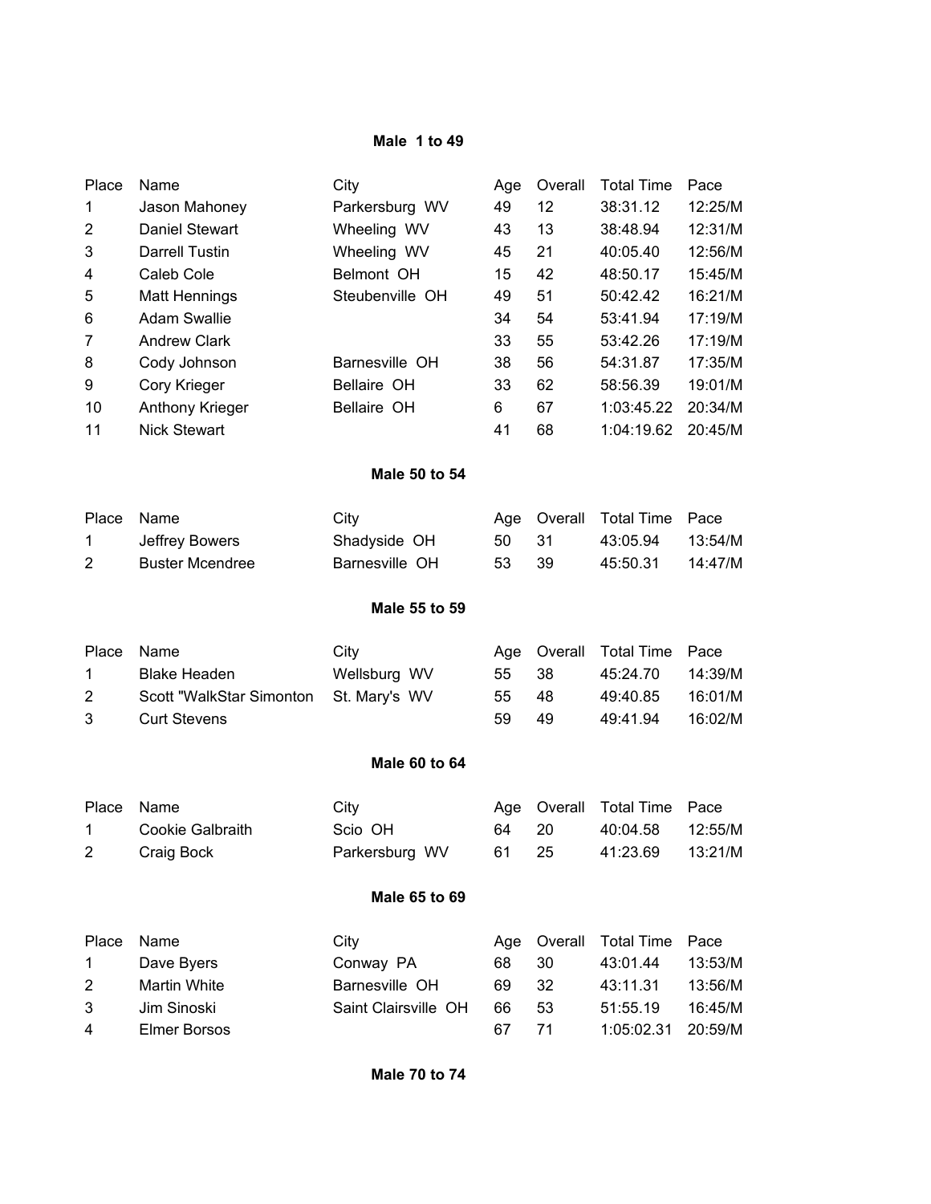**Male 1 to 49**

| Place | Name | City | Age | Overall | Total Time | Pace |
|---|---|---|---|---|---|---|
| 1 | Jason Mahoney | Parkersburg WV | 49 | 12 | 38:31.12 | 12:25/M |
| 2 | Daniel Stewart | Wheeling WV | 43 | 13 | 38:48.94 | 12:31/M |
| 3 | Darrell Tustin | Wheeling WV | 45 | 21 | 40:05.40 | 12:56/M |
| 4 | Caleb Cole | Belmont OH | 15 | 42 | 48:50.17 | 15:45/M |
| 5 | Matt Hennings | Steubenville OH | 49 | 51 | 50:42.42 | 16:21/M |
| 6 | Adam Swallie | | 34 | 54 | 53:41.94 | 17:19/M |
| 7 | Andrew Clark | | 33 | 55 | 53:42.26 | 17:19/M |
| 8 | Cody Johnson | Barnesville OH | 38 | 56 | 54:31.87 | 17:35/M |
| 9 | Cory Krieger | Bellaire OH | 33 | 62 | 58:56.39 | 19:01/M |
| 10 | Anthony Krieger | Bellaire OH | 6 | 67 | 1:03:45.22 | 20:34/M |
| 11 | Nick Stewart | | 41 | 68 | 1:04:19.62 | 20:45/M |

**Male 50 to 54**

| Place | Name | City | Age | Overall | Total Time | Pace |
|---|---|---|---|---|---|---|
| 1 | Jeffrey Bowers | Shadyside OH | 50 | 31 | 43:05.94 | 13:54/M |
| 2 | Buster Mcendree | Barnesville OH | 53 | 39 | 45:50.31 | 14:47/M |

**Male 55 to 59**

| Place | Name | City | Age | Overall | Total Time | Pace |
|---|---|---|---|---|---|---|
| 1 | Blake Headen | Wellsburg WV | 55 | 38 | 45:24.70 | 14:39/M |
| 2 | Scott "WalkStar Simonton | St. Mary's WV | 55 | 48 | 49:40.85 | 16:01/M |
| 3 | Curt Stevens | | 59 | 49 | 49:41.94 | 16:02/M |

**Male 60 to 64**

| Place | Name | City | Age | Overall | Total Time | Pace |
|---|---|---|---|---|---|---|
| 1 | Cookie Galbraith | Scio OH | 64 | 20 | 40:04.58 | 12:55/M |
| 2 | Craig Bock | Parkersburg WV | 61 | 25 | 41:23.69 | 13:21/M |

**Male 65 to 69**

| Place | Name | City | Age | Overall | Total Time | Pace |
|---|---|---|---|---|---|---|
| 1 | Dave Byers | Conway PA | 68 | 30 | 43:01.44 | 13:53/M |
| 2 | Martin White | Barnesville OH | 69 | 32 | 43:11.31 | 13:56/M |
| 3 | Jim Sinoski | Saint Clairsville OH | 66 | 53 | 51:55.19 | 16:45/M |
| 4 | Elmer Borsos | | 67 | 71 | 1:05:02.31 | 20:59/M |

**Male 70 to 74**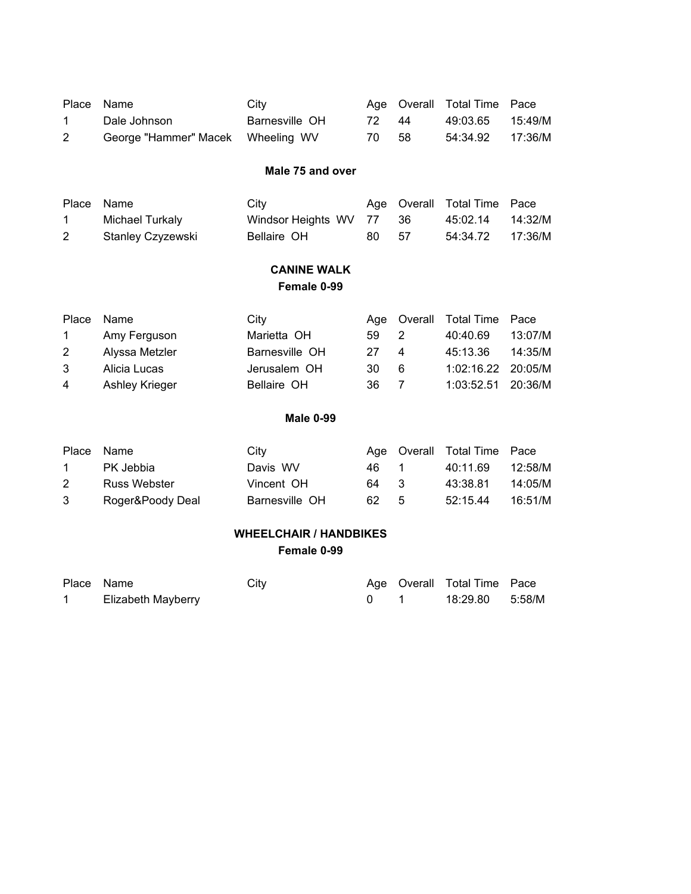| Place | Name | City | Age | Overall | Total Time | Pace |
|---|---|---|---|---|---|---|
| 1 | Dale Johnson | Barnesville OH | 72 | 44 | 49:03.65 | 15:49/M |
| 2 | George "Hammer" Macek | Wheeling WV | 70 | 58 | 54:34.92 | 17:36/M |

**Male 75 and over**

| Place | Name | City | Age | Overall | Total Time | Pace |
|---|---|---|---|---|---|---|
| 1 | Michael Turkaly | Windsor Heights WV | 77 | 36 | 45:02.14 | 14:32/M |
| 2 | Stanley Czyzewski | Bellaire OH | 80 | 57 | 54:34.72 | 17:36/M |

**CANINE WALK**

**Female 0-99**

| Place | Name | City | Age | Overall | Total Time | Pace |
|---|---|---|---|---|---|---|
| 1 | Amy Ferguson | Marietta OH | 59 | 2 | 40:40.69 | 13:07/M |
| 2 | Alyssa Metzler | Barnesville OH | 27 | 4 | 45:13.36 | 14:35/M |
| 3 | Alicia Lucas | Jerusalem OH | 30 | 6 | 1:02:16.22 | 20:05/M |
| 4 | Ashley Krieger | Bellaire OH | 36 | 7 | 1:03:52.51 | 20:36/M |

**Male 0-99**

| Place | Name | City | Age | Overall | Total Time | Pace |
|---|---|---|---|---|---|---|
| 1 | PK Jebbia | Davis WV | 46 | 1 | 40:11.69 | 12:58/M |
| 2 | Russ Webster | Vincent OH | 64 | 3 | 43:38.81 | 14:05/M |
| 3 | Roger&Poody Deal | Barnesville OH | 62 | 5 | 52:15.44 | 16:51/M |

**WHEELCHAIR / HANDBIKES**

**Female 0-99**

| Place | Name | City | Age | Overall | Total Time | Pace |
|---|---|---|---|---|---|---|
| 1 | Elizabeth Mayberry | | 0 | 1 | 18:29.80 | 5:58/M |